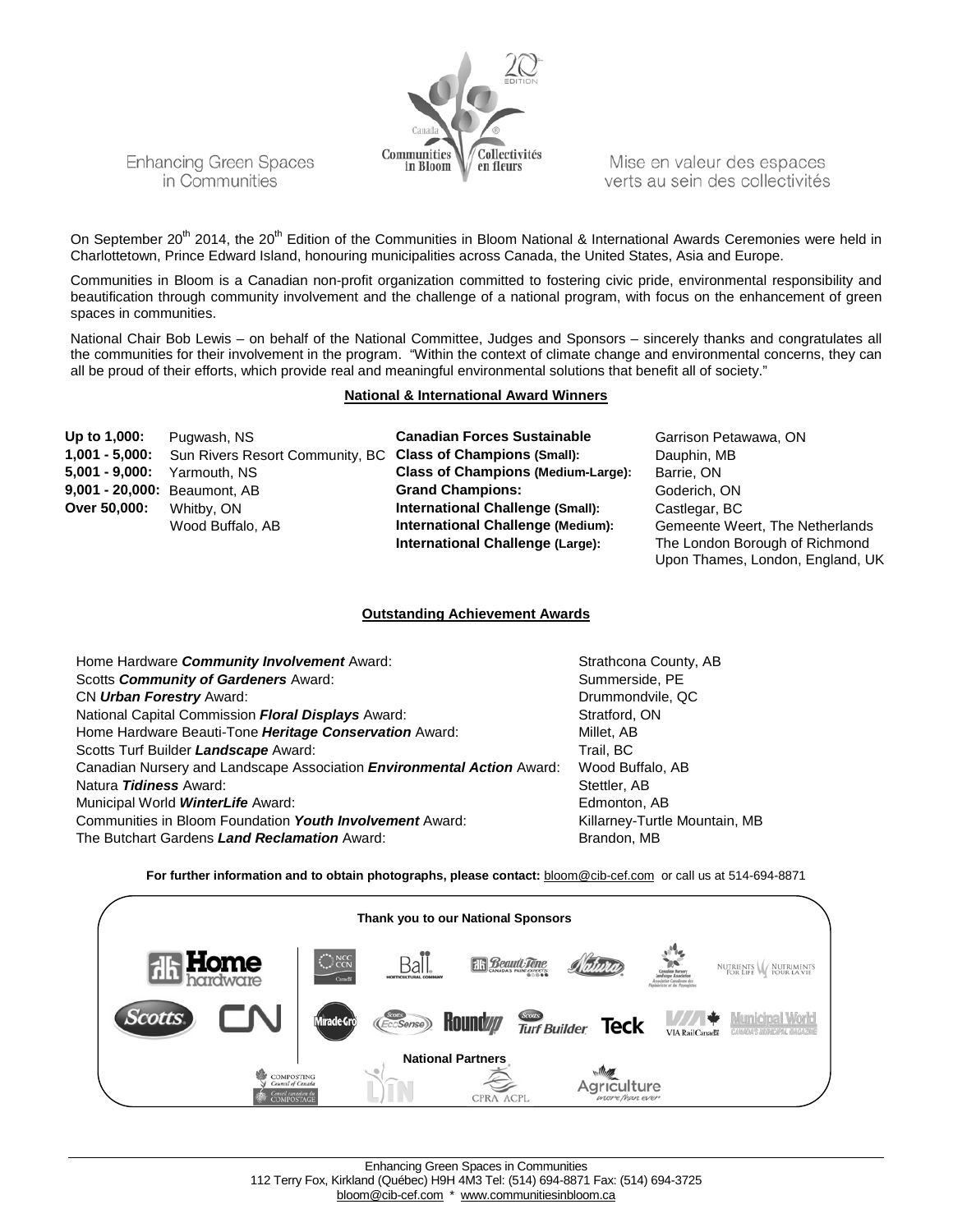Enhancing Green Spaces in Communities

Canada Communities in Bloom ® Collectivités en fleurs — 20 EDITION

Mise en valeur des espaces verts au sein des collectivités

On September 20th 2014, the 20th Edition of the Communities in Bloom National & International Awards Ceremonies were held in Charlottetown, Prince Edward Island, honouring municipalities across Canada, the United States, Asia and Europe.

Communities in Bloom is a Canadian non-profit organization committed to fostering civic pride, environmental responsibility and beautification through community involvement and the challenge of a national program, with focus on the enhancement of green spaces in communities.

National Chair Bob Lewis – on behalf of the National Committee, Judges and Sponsors – sincerely thanks and congratulates all the communities for their involvement in the program. "Within the context of climate change and environmental concerns, they can all be proud of their efforts, which provide real and meaningful environmental solutions that benefit all of society."

## National & International Award Winners

**Up to 1,000:** Pugwash, NS
**1,001 - 5,000:** Sun Rivers Resort Community, BC
**5,001 - 9,000:** Yarmouth, NS
**9,001 - 20,000:** Beaumont, AB
**Over 50,000:** Whitby, ON
Wood Buffalo, AB

**Canadian Forces Sustainable** Garrison Petawawa, ON
**Class of Champions (Small):** Dauphin, MB
**Class of Champions (Medium-Large):** Barrie, ON
**Grand Champions:** Goderich, ON
**International Challenge (Small):** Castlegar, BC
**International Challenge (Medium):** Gemeente Weert, The Netherlands
**International Challenge (Large):** The London Borough of Richmond Upon Thames, London, England, UK

## Outstanding Achievement Awards

| Award | Winner |
|---|---|
| Home Hardware ***Community Involvement*** Award: | Strathcona County, AB |
| Scotts ***Community of Gardeners*** Award: | Summerside, PE |
| CN ***Urban Forestry*** Award: | Drummondvile, QC |
| National Capital Commission ***Floral Displays*** Award: | Stratford, ON |
| Home Hardware Beauti-Tone ***Heritage Conservation*** Award: | Millet, AB |
| Scotts Turf Builder ***Landscape*** Award: | Trail, BC |
| Canadian Nursery and Landscape Association ***Environmental Action*** Award: | Wood Buffalo, AB |
| Natura ***Tidiness*** Award: | Stettler, AB |
| Municipal World ***WinterLife*** Award: | Edmonton, AB |
| Communities in Bloom Foundation ***Youth Involvement*** Award: | Killarney-Turtle Mountain, MB |
| The Butchart Gardens ***Land Reclamation*** Award: | Brandon, MB |

**For further information and to obtain photographs, please contact:** bloom@cib-cef.com or call us at 514-694-8871

**Thank you to our National Sponsors**

Home hardware · NCC CCN · Ball Horticultural Company · Beauti-Tone · Natura · Canadian Nursery Landscape Association · Nutrients for Life / Nutriments pour la vie · Scotts · CN · Miracle-Gro · Scotts EcoSense · Roundup · Scotts Turf Builder · Teck · VIA Rail Canada · Municipal World

**National Partners**

Composting Council of Canada · LIN · CFRA ACPL · Agriculture more than ever

Enhancing Green Spaces in Communities
112 Terry Fox, Kirkland (Québec) H9H 4M3 Tel: (514) 694-8871 Fax: (514) 694-3725
bloom@cib-cef.com * www.communitiesinbloom.ca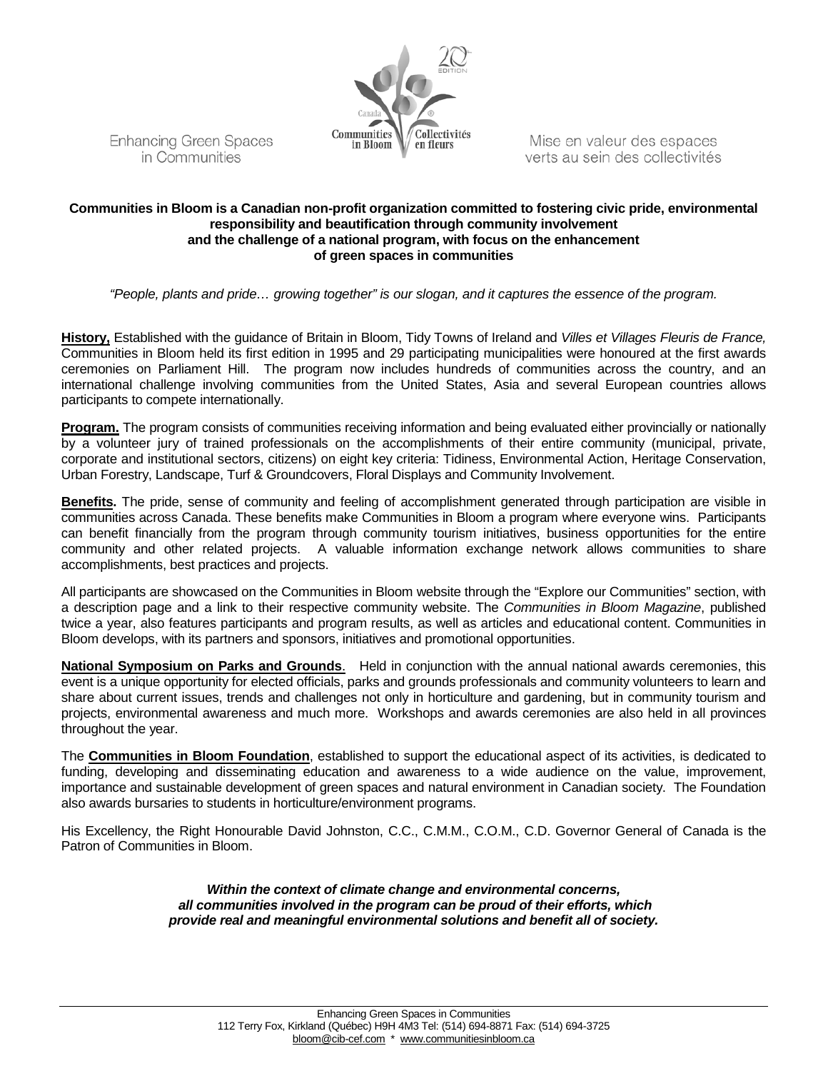Enhancing Green Spaces in Communities

Mise en valeur des espaces verts au sein des collectivités

**Communities in Bloom is a Canadian non-profit organization committed to fostering civic pride, environmental responsibility and beautification through community involvement and the challenge of a national program, with focus on the enhancement of green spaces in communities**

*"People, plants and pride… growing together" is our slogan, and it captures the essence of the program.*

**History,** Established with the guidance of Britain in Bloom, Tidy Towns of Ireland and *Villes et Villages Fleuris de France,* Communities in Bloom held its first edition in 1995 and 29 participating municipalities were honoured at the first awards ceremonies on Parliament Hill. The program now includes hundreds of communities across the country, and an international challenge involving communities from the United States, Asia and several European countries allows participants to compete internationally.

**Program.** The program consists of communities receiving information and being evaluated either provincially or nationally by a volunteer jury of trained professionals on the accomplishments of their entire community (municipal, private, corporate and institutional sectors, citizens) on eight key criteria: Tidiness, Environmental Action, Heritage Conservation, Urban Forestry, Landscape, Turf & Groundcovers, Floral Displays and Community Involvement.

**Benefits.** The pride, sense of community and feeling of accomplishment generated through participation are visible in communities across Canada. These benefits make Communities in Bloom a program where everyone wins. Participants can benefit financially from the program through community tourism initiatives, business opportunities for the entire community and other related projects. A valuable information exchange network allows communities to share accomplishments, best practices and projects.

All participants are showcased on the Communities in Bloom website through the "Explore our Communities" section, with a description page and a link to their respective community website. The *Communities in Bloom Magazine*, published twice a year, also features participants and program results, as well as articles and educational content. Communities in Bloom develops, with its partners and sponsors, initiatives and promotional opportunities.

**National Symposium on Parks and Grounds**. Held in conjunction with the annual national awards ceremonies, this event is a unique opportunity for elected officials, parks and grounds professionals and community volunteers to learn and share about current issues, trends and challenges not only in horticulture and gardening, but in community tourism and projects, environmental awareness and much more. Workshops and awards ceremonies are also held in all provinces throughout the year.

The **Communities in Bloom Foundation**, established to support the educational aspect of its activities, is dedicated to funding, developing and disseminating education and awareness to a wide audience on the value, improvement, importance and sustainable development of green spaces and natural environment in Canadian society. The Foundation also awards bursaries to students in horticulture/environment programs.

His Excellency, the Right Honourable David Johnston, C.C., C.M.M., C.O.M., C.D. Governor General of Canada is the Patron of Communities in Bloom.

***Within the context of climate change and environmental concerns, all communities involved in the program can be proud of their efforts, which provide real and meaningful environmental solutions and benefit all of society.***

Enhancing Green Spaces in Communities
112 Terry Fox, Kirkland (Québec) H9H 4M3 Tel: (514) 694-8871 Fax: (514) 694-3725
bloom@cib-cef.com * www.communitiesinbloom.ca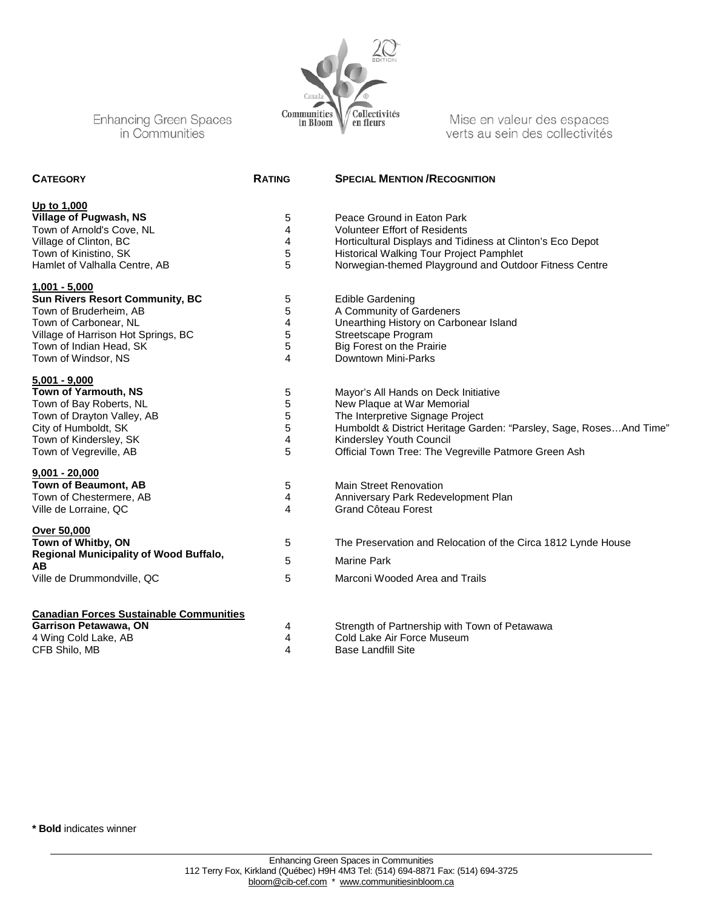Enhancing Green Spaces in Communities

Mise en valeur des espaces verts au sein des collectivités

| CATEGORY | RATING | SPECIAL MENTION /RECOGNITION |
|---|---|---|
| **Up to 1,000** | | |
| **Village of Pugwash, NS** | 5 | Peace Ground in Eaton Park |
| Town of Arnold's Cove, NL | 4 | Volunteer Effort of Residents |
| Village of Clinton, BC | 4 | Horticultural Displays and Tidiness at Clinton's Eco Depot |
| Town of Kinistino, SK | 5 | Historical Walking Tour Project Pamphlet |
| Hamlet of Valhalla Centre, AB | 5 | Norwegian-themed Playground and Outdoor Fitness Centre |
| **1,001 - 5,000** | | |
| **Sun Rivers Resort Community, BC** | 5 | Edible Gardening |
| Town of Bruderheim, AB | 5 | A Community of Gardeners |
| Town of Carbonear, NL | 4 | Unearthing History on Carbonear Island |
| Village of Harrison Hot Springs, BC | 5 | Streetscape Program |
| Town of Indian Head, SK | 5 | Big Forest on the Prairie |
| Town of Windsor, NS | 4 | Downtown Mini-Parks |
| **5,001 - 9,000** | | |
| **Town of Yarmouth, NS** | 5 | Mayor's All Hands on Deck Initiative |
| Town of Bay Roberts, NL | 5 | New Plaque at War Memorial |
| Town of Drayton Valley, AB | 5 | The Interpretive Signage Project |
| City of Humboldt, SK | 5 | Humboldt & District Heritage Garden: "Parsley, Sage, Roses…And Time" |
| Town of Kindersley, SK | 4 | Kindersley Youth Council |
| Town of Vegreville, AB | 5 | Official Town Tree: The Vegreville Patmore Green Ash |
| **9,001 - 20,000** | | |
| **Town of Beaumont, AB** | 5 | Main Street Renovation |
| Town of Chestermere, AB | 4 | Anniversary Park Redevelopment Plan |
| Ville de Lorraine, QC | 4 | Grand Côteau Forest |
| **Over 50,000** | | |
| **Town of Whitby, ON** | 5 | The Preservation and Relocation of the Circa 1812 Lynde House |
| **Regional Municipality of Wood Buffalo, AB** | 5 | Marine Park |
| Ville de Drummondville, QC | 5 | Marconi Wooded Area and Trails |
| **Canadian Forces Sustainable Communities** | | |
| **Garrison Petawawa, ON** | 4 | Strength of Partnership with Town of Petawawa |
| 4 Wing Cold Lake, AB | 4 | Cold Lake Air Force Museum |
| CFB Shilo, MB | 4 | Base Landfill Site |

**\* Bold** indicates winner

Enhancing Green Spaces in Communities
112 Terry Fox, Kirkland (Québec) H9H 4M3 Tel: (514) 694-8871 Fax: (514) 694-3725
bloom@cib-cef.com * www.communitiesinbloom.ca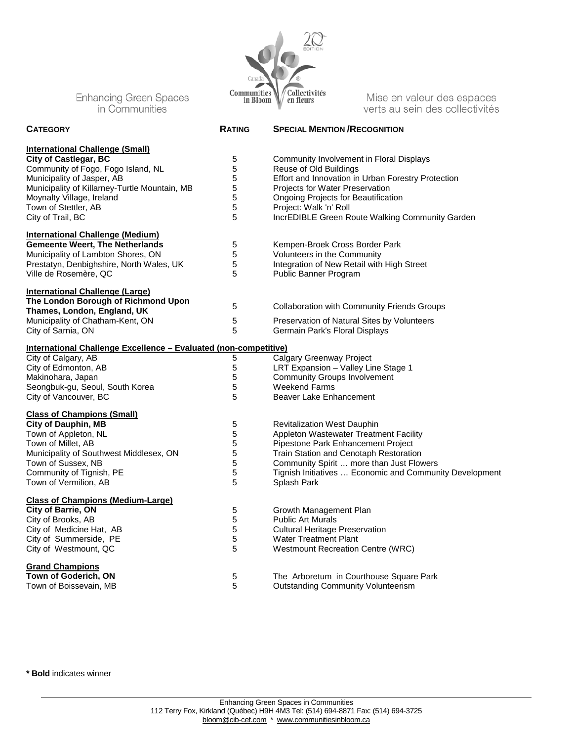Enhancing Green Spaces in Communities

Canada Communities in Bloom / Collectivités en fleurs — 20th Edition

Mise en valeur des espaces verts au sein des collectivités

| **Category** | **Rating** | **Special Mention /Recognition** |
|---|---|---|
| **International Challenge (Small)** | | |
| **City of Castlegar, BC** | 5 | Community Involvement in Floral Displays |
| Community of Fogo, Fogo Island, NL | 5 | Reuse of Old Buildings |
| Municipality of Jasper, AB | 5 | Effort and Innovation in Urban Forestry Protection |
| Municipality of Killarney-Turtle Mountain, MB | 5 | Projects for Water Preservation |
| Moynalty Village, Ireland | 5 | Ongoing Projects for Beautification |
| Town of Stettler, AB | 5 | Project: Walk 'n' Roll |
| City of Trail, BC | 5 | IncrEDIBLE Green Route Walking Community Garden |
| **International Challenge (Medium)** | | |
| **Gemeente Weert, The Netherlands** | 5 | Kempen-Broek Cross Border Park |
| Municipality of Lambton Shores, ON | 5 | Volunteers in the Community |
| Prestatyn, Denbighshire, North Wales, UK | 5 | Integration of New Retail with High Street |
| Ville de Rosemère, QC | 5 | Public Banner Program |
| **International Challenge (Large)** | | |
| **The London Borough of Richmond Upon Thames, London, England, UK** | 5 | Collaboration with Community Friends Groups |
| Municipality of Chatham-Kent, ON | 5 | Preservation of Natural Sites by Volunteers |
| City of Sarnia, ON | 5 | Germain Park's Floral Displays |
| **International Challenge Excellence – Evaluated (non-competitive)** | | |
| City of Calgary, AB | 5 | Calgary Greenway Project |
| City of Edmonton, AB | 5 | LRT Expansion – Valley Line Stage 1 |
| Makinohara, Japan | 5 | Community Groups Involvement |
| Seongbuk-gu, Seoul, South Korea | 5 | Weekend Farms |
| City of Vancouver, BC | 5 | Beaver Lake Enhancement |
| **Class of Champions (Small)** | | |
| **City of Dauphin, MB** | 5 | Revitalization West Dauphin |
| Town of Appleton, NL | 5 | Appleton Wastewater Treatment Facility |
| Town of Millet, AB | 5 | Pipestone Park Enhancement Project |
| Municipality of Southwest Middlesex, ON | 5 | Train Station and Cenotaph Restoration |
| Town of Sussex, NB | 5 | Community Spirit … more than Just Flowers |
| Community of Tignish, PE | 5 | Tignish Initiatives … Economic and Community Development |
| Town of Vermilion, AB | 5 | Splash Park |
| **Class of Champions (Medium-Large)** | | |
| **City of Barrie, ON** | 5 | Growth Management Plan |
| City of Brooks, AB | 5 | Public Art Murals |
| City of Medicine Hat, AB | 5 | Cultural Heritage Preservation |
| City of Summerside, PE | 5 | Water Treatment Plant |
| City of Westmount, QC | 5 | Westmount Recreation Centre (WRC) |
| **Grand Champions** | | |
| **Town of Goderich, ON** | 5 | The Arboretum in Courthouse Square Park |
| Town of Boissevain, MB | 5 | Outstanding Community Volunteerism |

**\* Bold** indicates winner

Enhancing Green Spaces in Communities
112 Terry Fox, Kirkland (Québec) H9H 4M3 Tel: (514) 694-8871 Fax: (514) 694-3725
bloom@cib-cef.com * www.communitiesinbloom.ca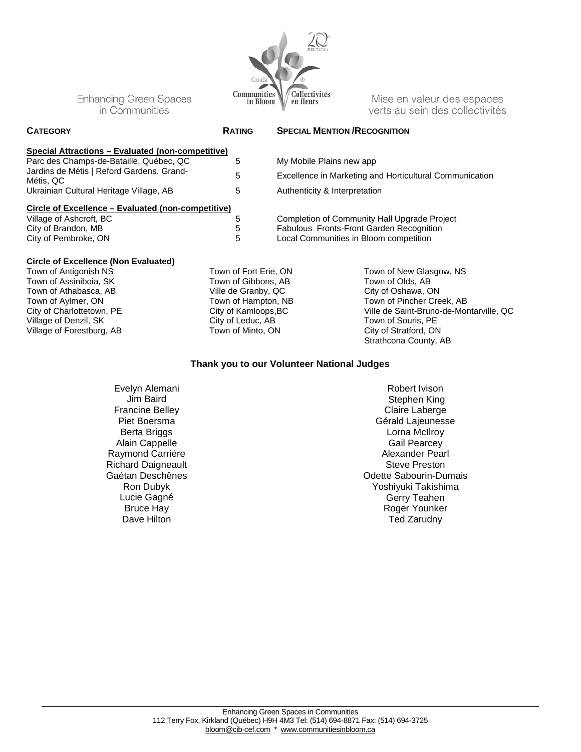Enhancing Green Spaces in Communities

Mise en valeur des espaces verts au sein des collectivités

| CATEGORY | RATING | SPECIAL MENTION /RECOGNITION |
|---|---|---|
| **Special Attractions – Evaluated (non-competitive)** | | |
| Parc des Champs-de-Bataille, Québec, QC | 5 | My Mobile Plains new app |
| Jardins de Métis \| Reford Gardens, Grand-Métis, QC | 5 | Excellence in Marketing and Horticultural Communication |
| Ukrainian Cultural Heritage Village, AB | 5 | Authenticity & Interpretation |
| **Circle of Excellence – Evaluated (non-competitive)** | | |
| Village of Ashcroft, BC | 5 | Completion of Community Hall Upgrade Project |
| City of Brandon, MB | 5 | Fabulous Fronts-Front Garden Recognition |
| City of Pembroke, ON | 5 | Local Communities in Bloom competition |

**Circle of Excellence (Non Evaluated)**

Town of Antigonish NS
Town of Assiniboia, SK
Town of Athabasca, AB
Town of Aylmer, ON
City of Charlottetown, PE
Village of Denzil, SK
Village of Forestburg, AB
Town of Fort Erie, ON
Town of Gibbons, AB
Ville de Granby, QC
Town of Hampton, NB
City of Kamloops,BC
City of Leduc, AB
Town of Minto, ON
Town of New Glasgow, NS
Town of Olds, AB
City of Oshawa, ON
Town of Pincher Creek, AB
Ville de Saint-Bruno-de-Montarville, QC
Town of Souris, PE
City of Stratford, ON
Strathcona County, AB

**Thank you to our Volunteer National Judges**

Evelyn Alemani
Jim Baird
Francine Belley
Piet Boersma
Berta Briggs
Alain Cappelle
Raymond Carrière
Richard Daigneault
Gaétan Deschênes
Ron Dubyk
Lucie Gagné
Bruce Hay
Dave Hilton
Robert Ivison
Stephen King
Claire Laberge
Gérald Lajeunesse
Lorna McIlroy
Gail Pearcey
Alexander Pearl
Steve Preston
Odette Sabourin-Dumais
Yoshiyuki Takishima
Gerry Teahen
Roger Younker
Ted Zarudny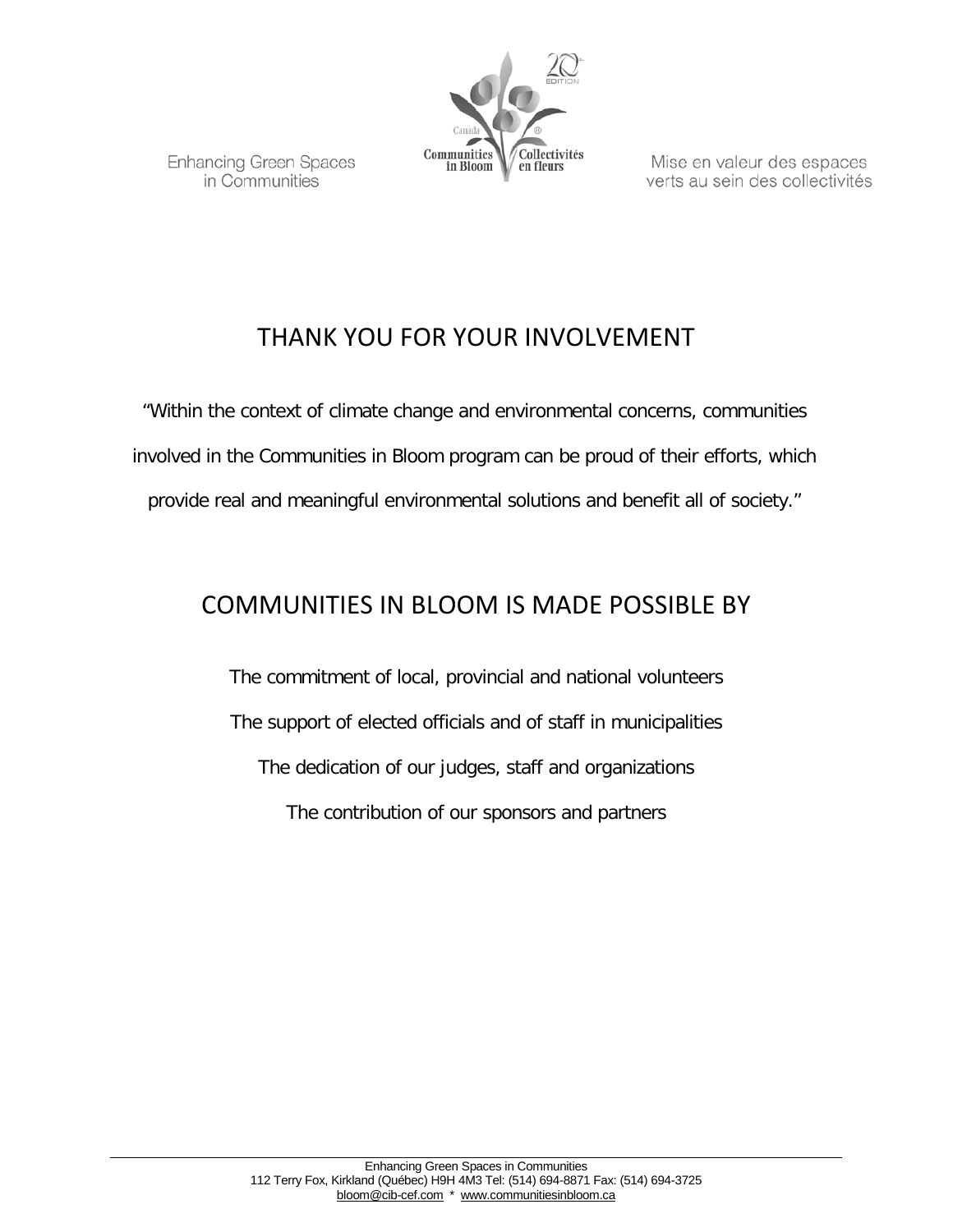Enhancing Green Spaces in Communities

Communities in Bloom / Collectivités en fleurs

Mise en valeur des espaces verts au sein des collectivités

# THANK YOU FOR YOUR INVOLVEMENT

"Within the context of climate change and environmental concerns, communities involved in the Communities in Bloom program can be proud of their efforts, which provide real and meaningful environmental solutions and benefit all of society."

# COMMUNITIES IN BLOOM IS MADE POSSIBLE BY

The commitment of local, provincial and national volunteers

The support of elected officials and of staff in municipalities

The dedication of our judges, staff and organizations

The contribution of our sponsors and partners

Enhancing Green Spaces in Communities
112 Terry Fox, Kirkland (Québec) H9H 4M3 Tel: (514) 694-8871 Fax: (514) 694-3725
bloom@cib-cef.com * www.communitiesinbloom.ca